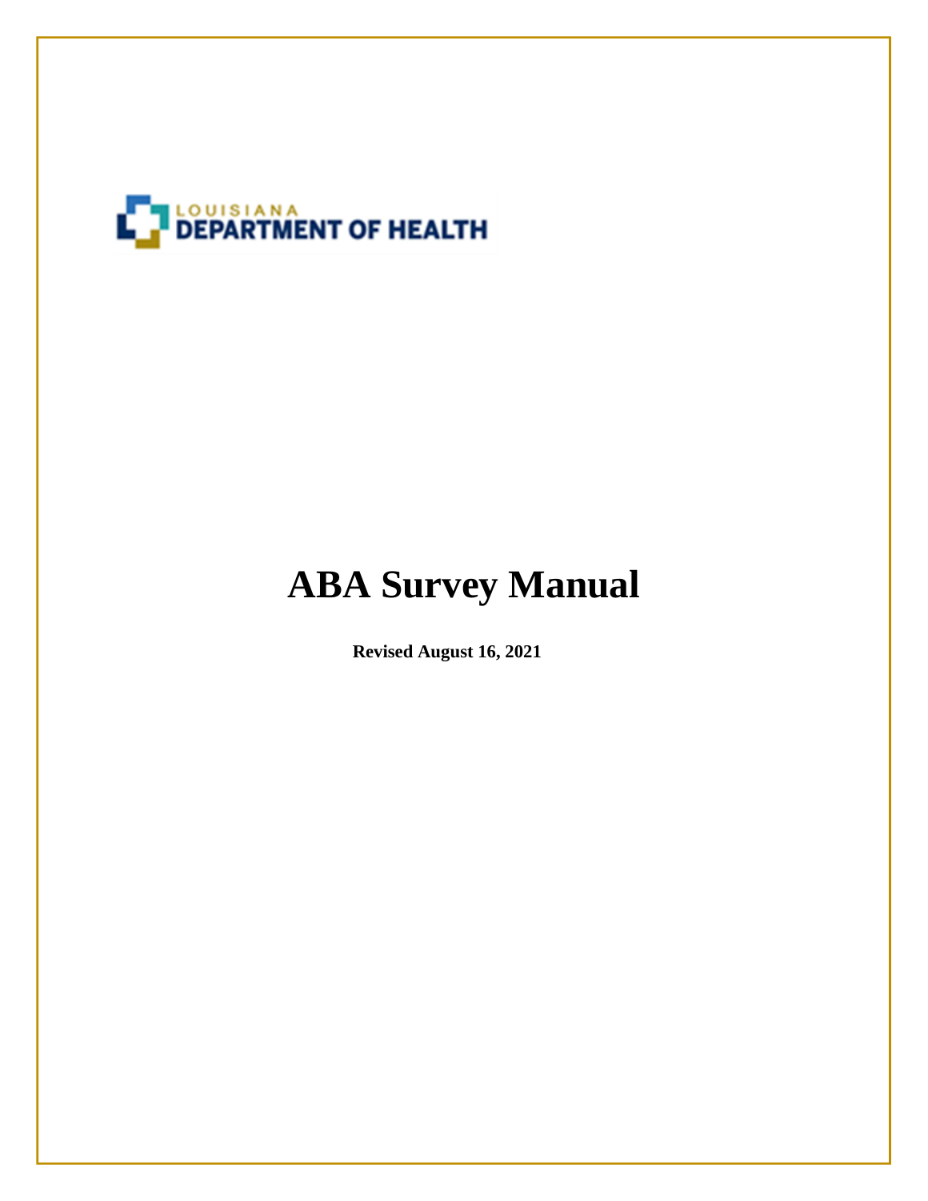LOUISIANA DEPARTMENT OF HEALTH

# ABA Survey Manual

**Revised August 16, 2021**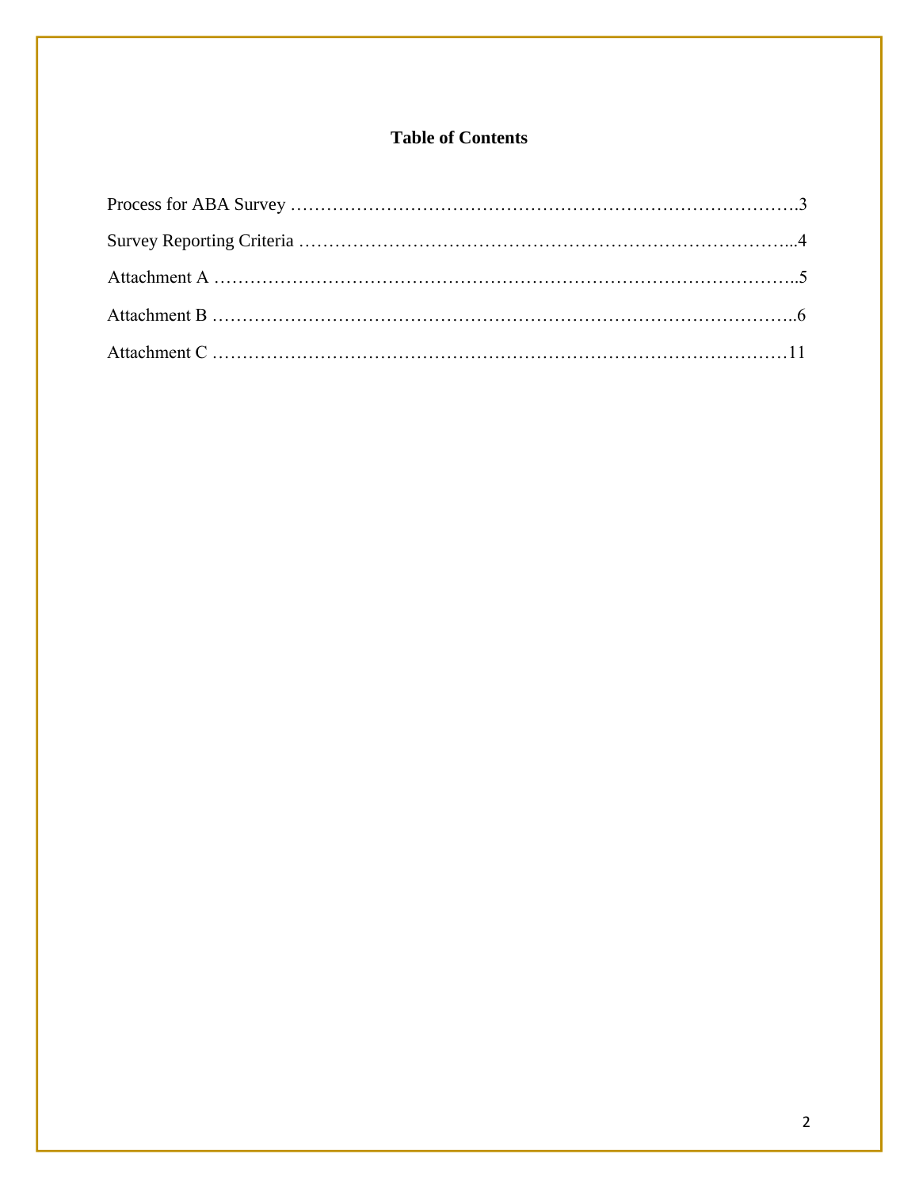# Table of Contents

Process for ABA Survey ……………………………………………………………………….3

Survey Reporting Criteria …………………………………………………………………...4

Attachment A ………………………………………………………………………………..5

Attachment B ………………………………………………………………………………..6

Attachment C ………………………………………………………………………………11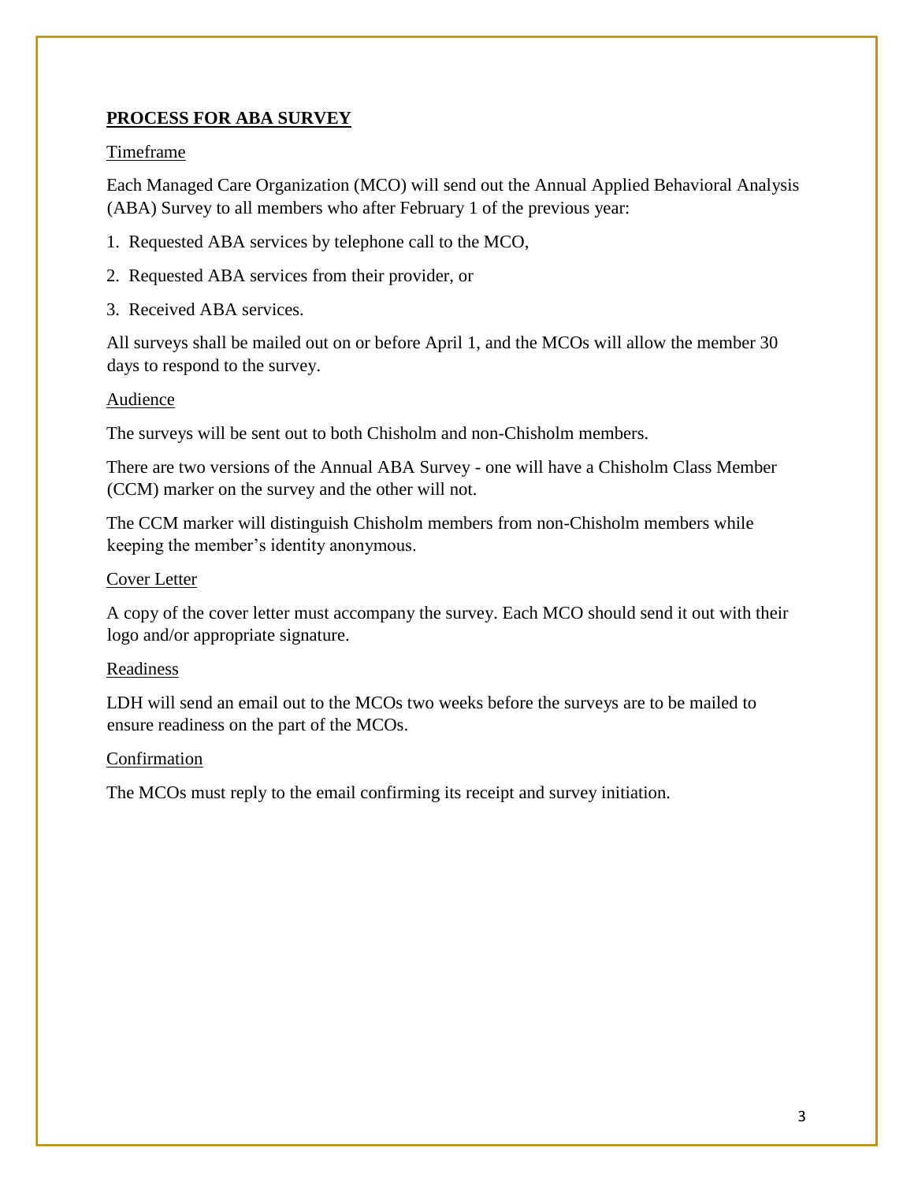## **PROCESS FOR ABA SURVEY**

Timeframe

Each Managed Care Organization (MCO) will send out the Annual Applied Behavioral Analysis (ABA) Survey to all members who after February 1 of the previous year:

1. Requested ABA services by telephone call to the MCO,
2. Requested ABA services from their provider, or
3. Received ABA services.

All surveys shall be mailed out on or before April 1, and the MCOs will allow the member 30 days to respond to the survey.

Audience

The surveys will be sent out to both Chisholm and non-Chisholm members.

There are two versions of the Annual ABA Survey - one will have a Chisholm Class Member (CCM) marker on the survey and the other will not.

The CCM marker will distinguish Chisholm members from non-Chisholm members while keeping the member's identity anonymous.

Cover Letter

A copy of the cover letter must accompany the survey. Each MCO should send it out with their logo and/or appropriate signature.

Readiness

LDH will send an email out to the MCOs two weeks before the surveys are to be mailed to ensure readiness on the part of the MCOs.

Confirmation

The MCOs must reply to the email confirming its receipt and survey initiation.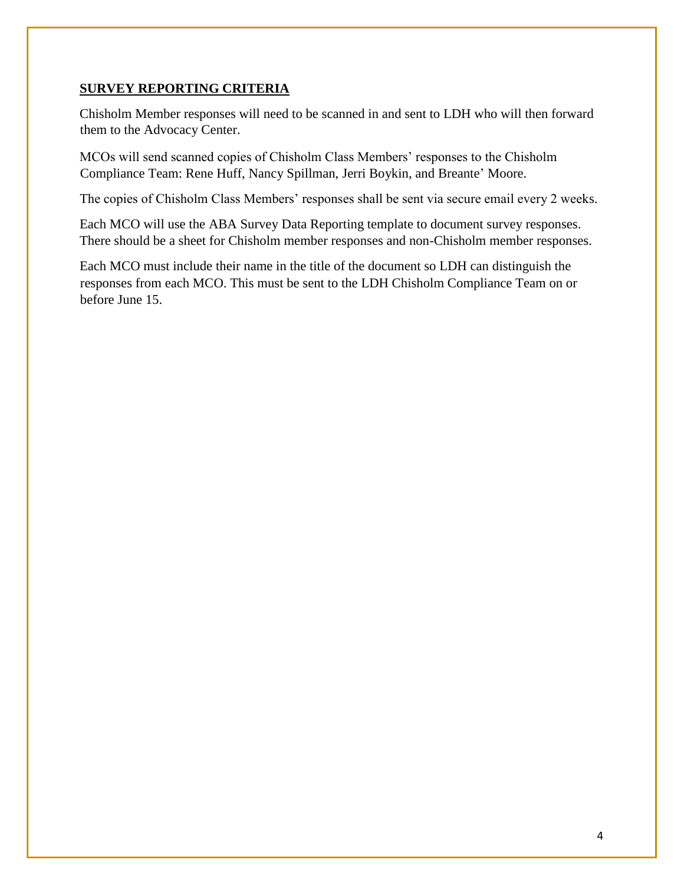## SURVEY REPORTING CRITERIA

Chisholm Member responses will need to be scanned in and sent to LDH who will then forward them to the Advocacy Center.

MCOs will send scanned copies of Chisholm Class Members' responses to the Chisholm Compliance Team: Rene Huff, Nancy Spillman, Jerri Boykin, and Breante' Moore.

The copies of Chisholm Class Members' responses shall be sent via secure email every 2 weeks.

Each MCO will use the ABA Survey Data Reporting template to document survey responses. There should be a sheet for Chisholm member responses and non-Chisholm member responses.

Each MCO must include their name in the title of the document so LDH can distinguish the responses from each MCO. This must be sent to the LDH Chisholm Compliance Team on or before June 15.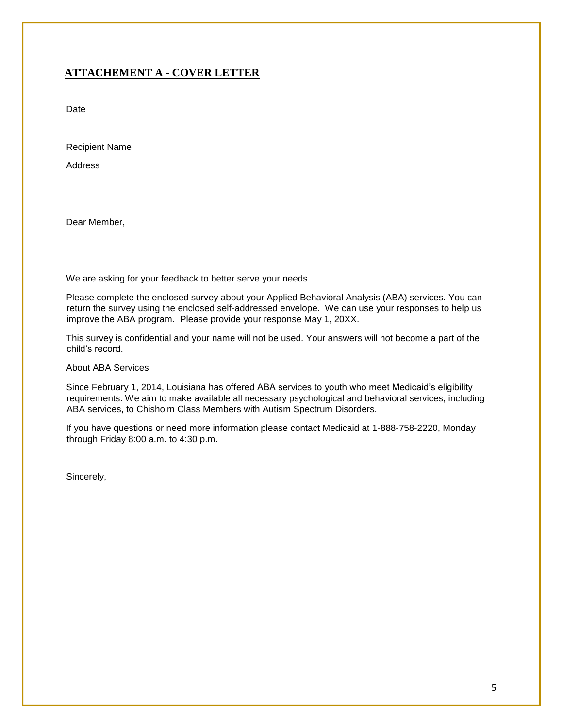## ATTACHEMENT A - COVER LETTER

Date

Recipient Name

Address

Dear Member,

We are asking for your feedback to better serve your needs.

Please complete the enclosed survey about your Applied Behavioral Analysis (ABA) services. You can return the survey using the enclosed self-addressed envelope. We can use your responses to help us improve the ABA program. Please provide your response May 1, 20XX.

This survey is confidential and your name will not be used. Your answers will not become a part of the child's record.

About ABA Services

Since February 1, 2014, Louisiana has offered ABA services to youth who meet Medicaid's eligibility requirements. We aim to make available all necessary psychological and behavioral services, including ABA services, to Chisholm Class Members with Autism Spectrum Disorders.

If you have questions or need more information please contact Medicaid at 1-888-758-2220, Monday through Friday 8:00 a.m. to 4:30 p.m.

Sincerely,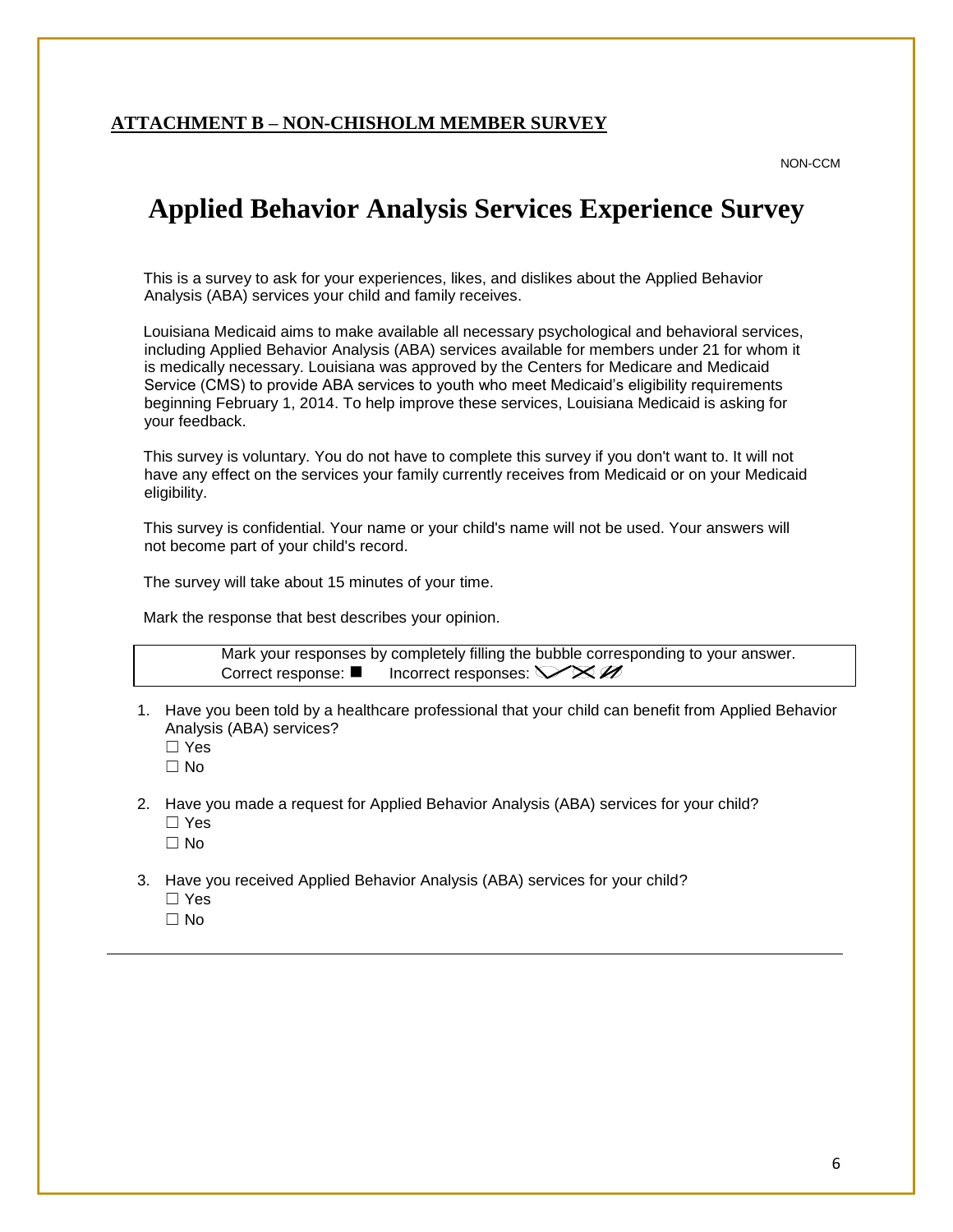**ATTACHMENT B – NON-CHISHOLM MEMBER SURVEY**

NON-CCM

# Applied Behavior Analysis Services Experience Survey

This is a survey to ask for your experiences, likes, and dislikes about the Applied Behavior Analysis (ABA) services your child and family receives.

Louisiana Medicaid aims to make available all necessary psychological and behavioral services, including Applied Behavior Analysis (ABA) services available for members under 21 for whom it is medically necessary. Louisiana was approved by the Centers for Medicare and Medicaid Service (CMS) to provide ABA services to youth who meet Medicaid's eligibility requirements beginning February 1, 2014. To help improve these services, Louisiana Medicaid is asking for your feedback.

This survey is voluntary. You do not have to complete this survey if you don't want to. It will not have any effect on the services your family currently receives from Medicaid or on your Medicaid eligibility.

This survey is confidential. Your name or your child's name will not be used. Your answers will not become part of your child's record.

The survey will take about 15 minutes of your time.

Mark the response that best describes your opinion.

| Mark your responses by completely filling the bubble corresponding to your answer.<br>Correct response: ■ Incorrect responses: ✓ ✗ ⁄⁄ |
|---|

1. Have you been told by a healthcare professional that your child can benefit from Applied Behavior Analysis (ABA) services?
   - ☐ Yes
   - ☐ No

2. Have you made a request for Applied Behavior Analysis (ABA) services for your child?
   - ☐ Yes
   - ☐ No

3. Have you received Applied Behavior Analysis (ABA) services for your child?
   - ☐ Yes
   - ☐ No

---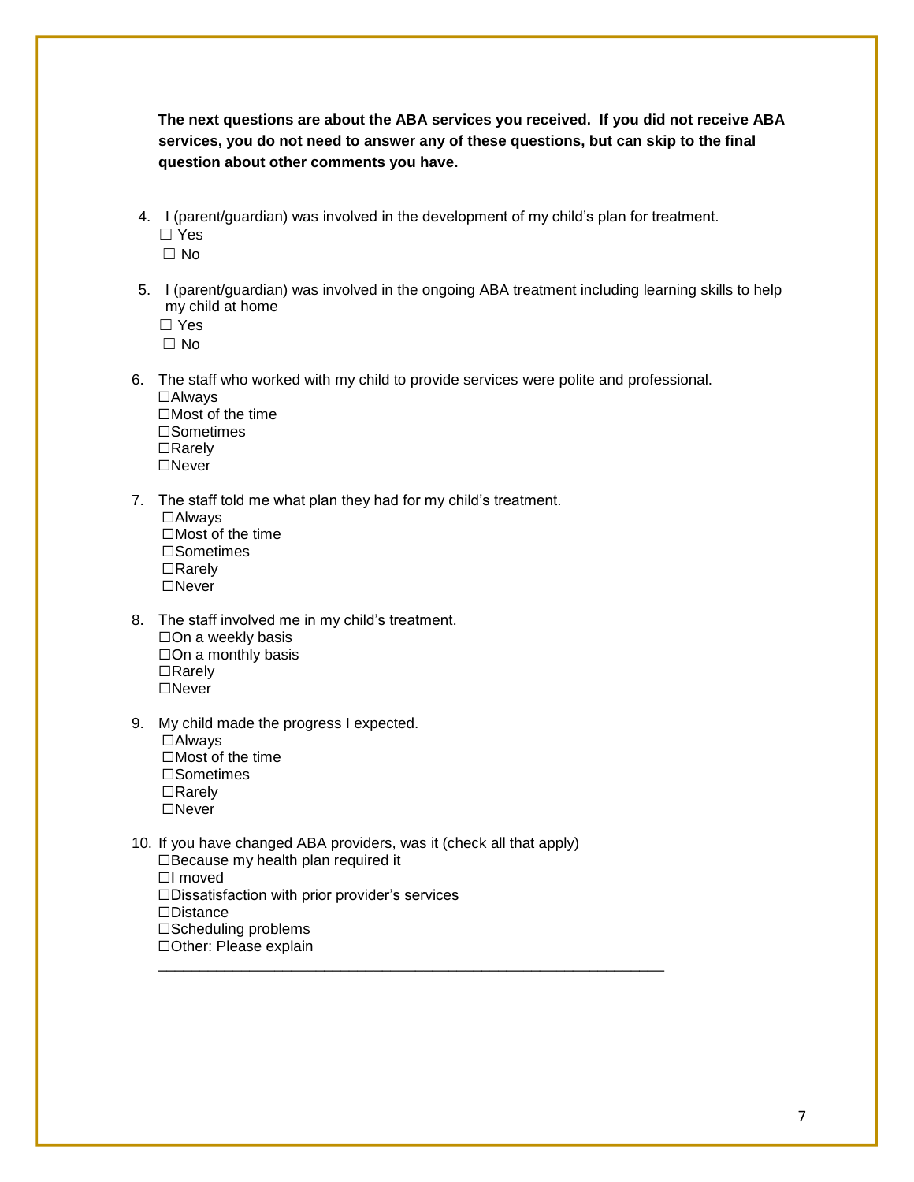**The next questions are about the ABA services you received. If you did not receive ABA services, you do not need to answer any of these questions, but can skip to the final question about other comments you have.**

4. I (parent/guardian) was involved in the development of my child's plan for treatment.
   ☐ Yes
   ☐ No

5. I (parent/guardian) was involved in the ongoing ABA treatment including learning skills to help my child at home
   ☐ Yes
   ☐ No

6. The staff who worked with my child to provide services were polite and professional.
   ☐Always
   ☐Most of the time
   ☐Sometimes
   ☐Rarely
   ☐Never

7. The staff told me what plan they had for my child's treatment.
   ☐Always
   ☐Most of the time
   ☐Sometimes
   ☐Rarely
   ☐Never

8. The staff involved me in my child's treatment.
   ☐On a weekly basis
   ☐On a monthly basis
   ☐Rarely
   ☐Never

9. My child made the progress I expected.
   ☐Always
   ☐Most of the time
   ☐Sometimes
   ☐Rarely
   ☐Never

10. If you have changed ABA providers, was it (check all that apply)
   ☐Because my health plan required it
   ☐I moved
   ☐Dissatisfaction with prior provider's services
   ☐Distance
   ☐Scheduling problems
   ☐Other: Please explain
   ____________________________________________________________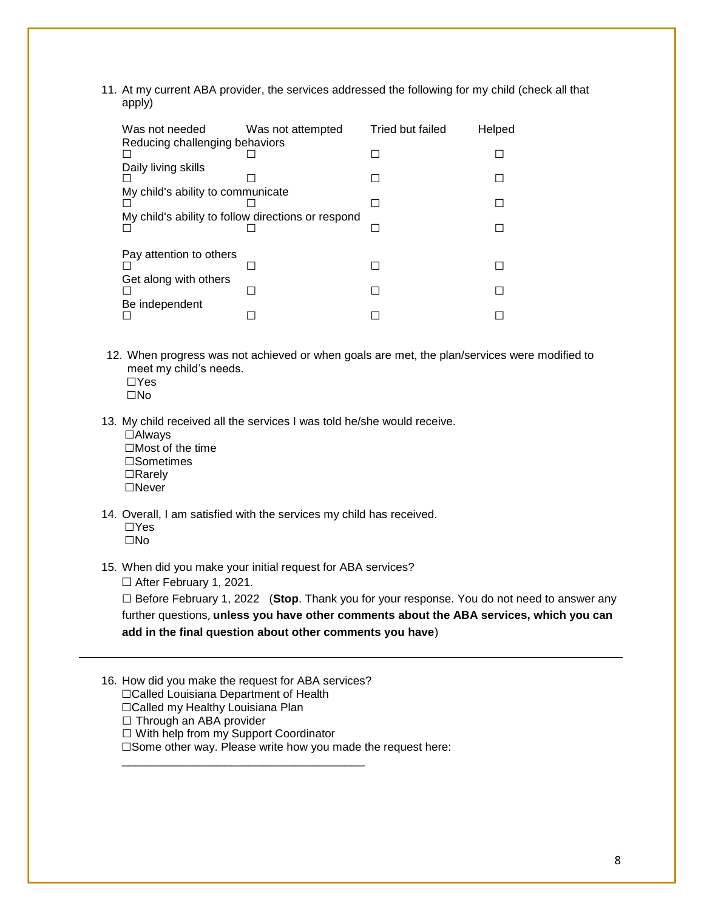11. At my current ABA provider, the services addressed the following for my child (check all that apply)

| | Was not needed | Was not attempted | Tried but failed | Helped |
|---|---|---|---|---|
| Reducing challenging behaviors | ☐ | ☐ | ☐ | ☐ |
| Daily living skills | ☐ | ☐ | ☐ | ☐ |
| My child's ability to communicate | ☐ | ☐ | ☐ | ☐ |
| My child's ability to follow directions or respond | ☐ | ☐ | ☐ | ☐ |
| Pay attention to others | ☐ | ☐ | ☐ | ☐ |
| Get along with others | ☐ | ☐ | ☐ | ☐ |
| Be independent | ☐ | ☐ | ☐ | ☐ |

12. When progress was not achieved or when goals are met, the plan/services were modified to meet my child's needs.
    ☐Yes
    ☐No

13. My child received all the services I was told he/she would receive.
    ☐Always
    ☐Most of the time
    ☐Sometimes
    ☐Rarely
    ☐Never

14. Overall, I am satisfied with the services my child has received.
    ☐Yes
    ☐No

15. When did you make your initial request for ABA services?
    ☐ After February 1, 2021.
    ☐ Before February 1, 2022 (**Stop**. Thank you for your response. You do not need to answer any further questions, **unless you have other comments about the ABA services, which you can add in the final question about other comments you have**)

---

16. How did you make the request for ABA services?
    ☐Called Louisiana Department of Health
    ☐Called my Healthy Louisiana Plan
    ☐ Through an ABA provider
    ☐ With help from my Support Coordinator
    ☐Some other way. Please write how you made the request here:
    ______________________________________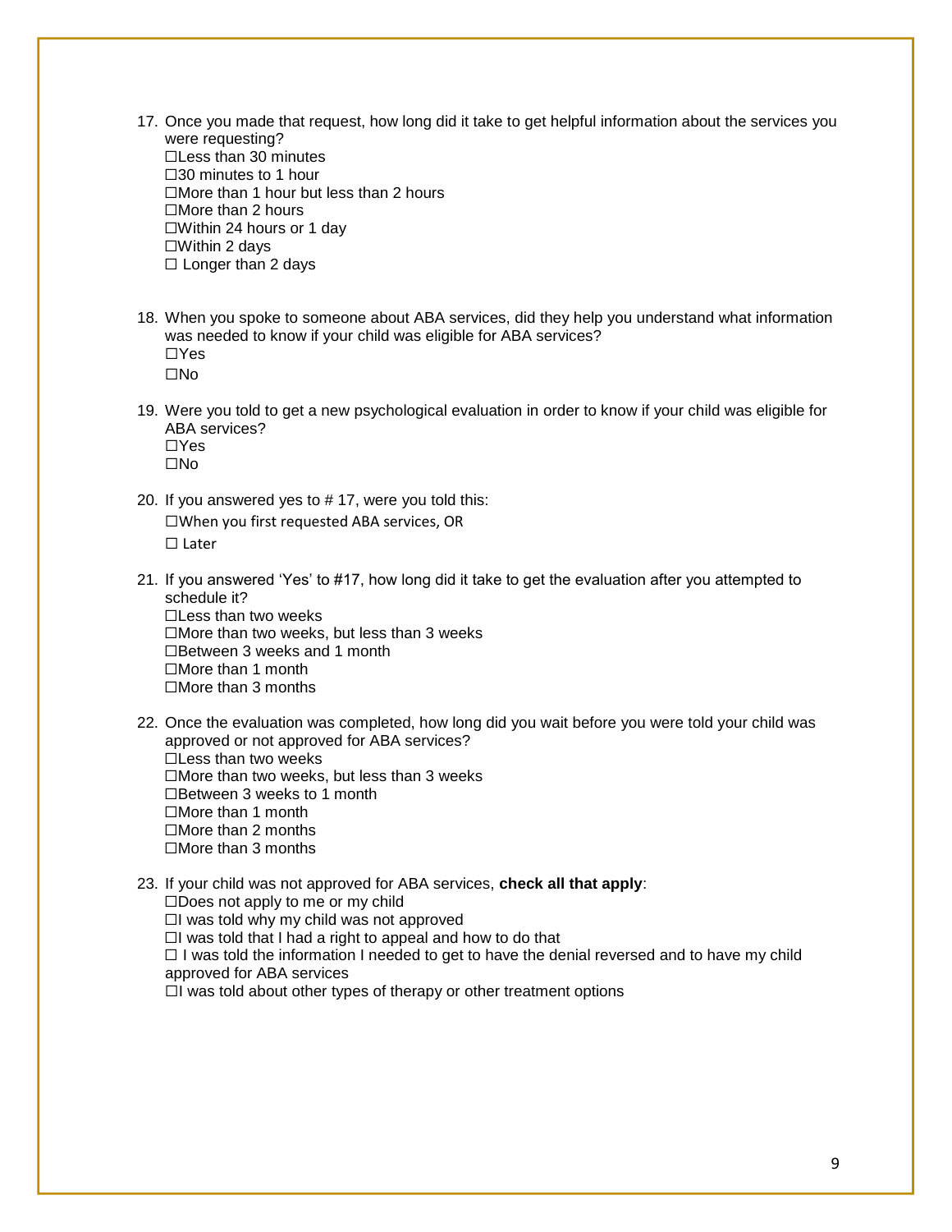17. Once you made that request, how long did it take to get helpful information about the services you were requesting?
    ☐Less than 30 minutes
    ☐30 minutes to 1 hour
    ☐More than 1 hour but less than 2 hours
    ☐More than 2 hours
    ☐Within 24 hours or 1 day
    ☐Within 2 days
    ☐ Longer than 2 days

18. When you spoke to someone about ABA services, did they help you understand what information was needed to know if your child was eligible for ABA services?
    ☐Yes
    ☐No

19. Were you told to get a new psychological evaluation in order to know if your child was eligible for ABA services?
    ☐Yes
    ☐No

20. If you answered yes to # 17, were you told this:
    ☐When you first requested ABA services, OR
    ☐ Later

21. If you answered 'Yes' to #17, how long did it take to get the evaluation after you attempted to schedule it?
    ☐Less than two weeks
    ☐More than two weeks, but less than 3 weeks
    ☐Between 3 weeks and 1 month
    ☐More than 1 month
    ☐More than 3 months

22. Once the evaluation was completed, how long did you wait before you were told your child was approved or not approved for ABA services?
    ☐Less than two weeks
    ☐More than two weeks, but less than 3 weeks
    ☐Between 3 weeks to 1 month
    ☐More than 1 month
    ☐More than 2 months
    ☐More than 3 months

23. If your child was not approved for ABA services, **check all that apply**:
    ☐Does not apply to me or my child
    ☐I was told why my child was not approved
    ☐I was told that I had a right to appeal and how to do that
    ☐ I was told the information I needed to get to have the denial reversed and to have my child approved for ABA services
    ☐I was told about other types of therapy or other treatment options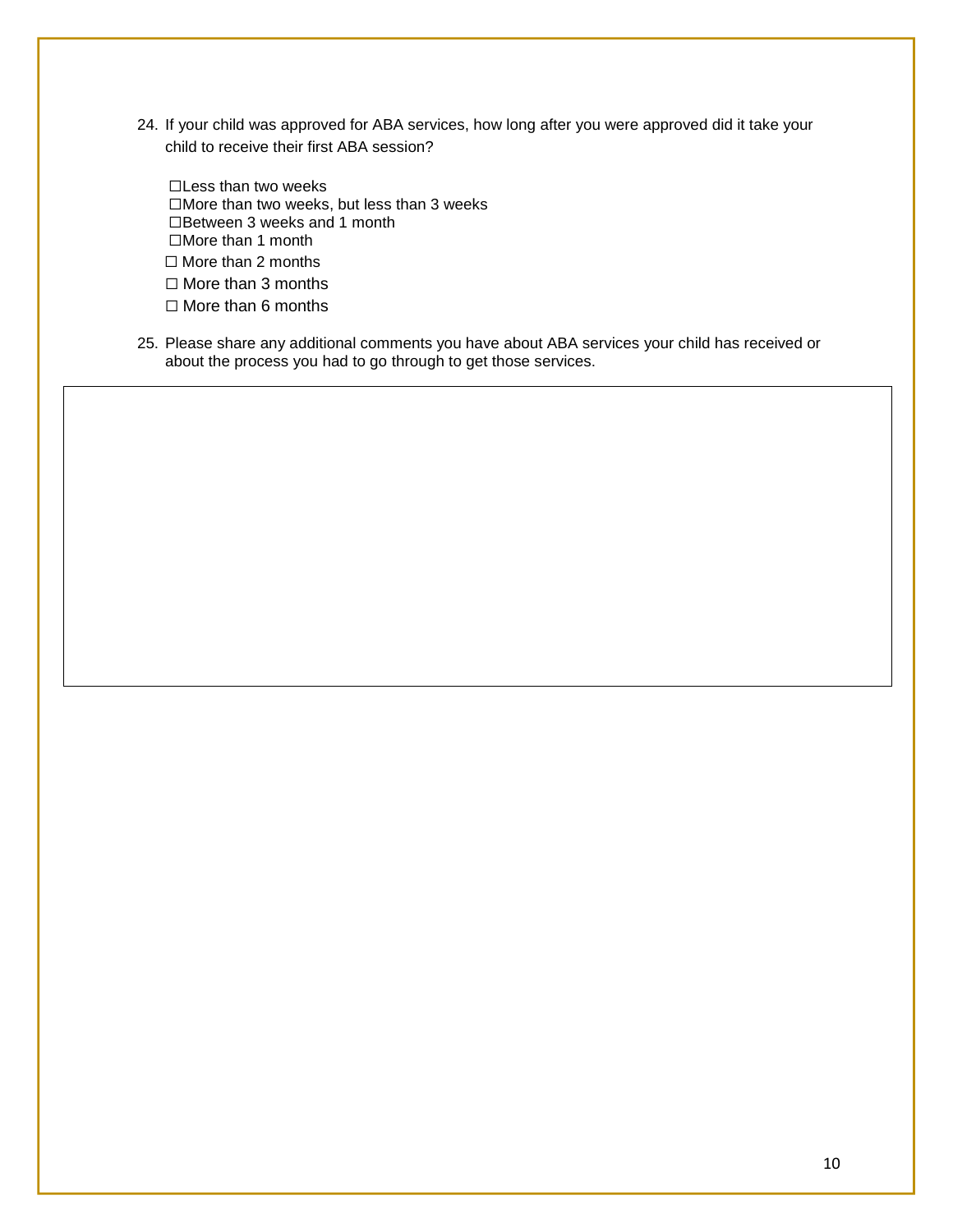24. If your child was approved for ABA services, how long after you were approved did it take your child to receive their first ABA session?

    ☐Less than two weeks
    ☐More than two weeks, but less than 3 weeks
    ☐Between 3 weeks and 1 month
    ☐More than 1 month
    ☐ More than 2 months
    ☐ More than 3 months
    ☐ More than 6 months

25. Please share any additional comments you have about ABA services your child has received or about the process you had to go through to get those services.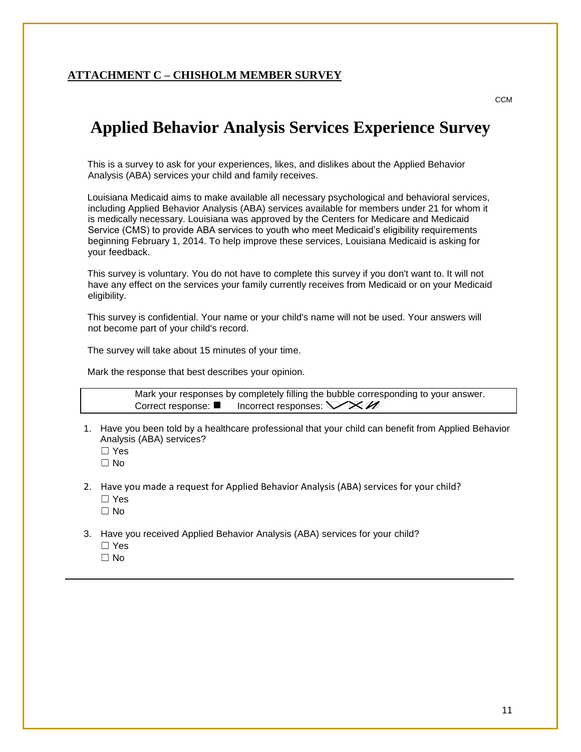## ATTACHMENT C – CHISHOLM MEMBER SURVEY

CCM

# Applied Behavior Analysis Services Experience Survey

This is a survey to ask for your experiences, likes, and dislikes about the Applied Behavior Analysis (ABA) services your child and family receives.

Louisiana Medicaid aims to make available all necessary psychological and behavioral services, including Applied Behavior Analysis (ABA) services available for members under 21 for whom it is medically necessary. Louisiana was approved by the Centers for Medicare and Medicaid Service (CMS) to provide ABA services to youth who meet Medicaid's eligibility requirements beginning February 1, 2014. To help improve these services, Louisiana Medicaid is asking for your feedback.

This survey is voluntary. You do not have to complete this survey if you don't want to. It will not have any effect on the services your family currently receives from Medicaid or on your Medicaid eligibility.

This survey is confidential. Your name or your child's name will not be used. Your answers will not become part of your child's record.

The survey will take about 15 minutes of your time.

Mark the response that best describes your opinion.

| Mark your responses by completely filling the bubble corresponding to your answer.<br>Correct response: ■ Incorrect responses: ✓ ✗ ⊘ |
|---|

1. Have you been told by a healthcare professional that your child can benefit from Applied Behavior Analysis (ABA) services?
   - ☐ Yes
   - ☐ No

2. Have you made a request for Applied Behavior Analysis (ABA) services for your child?
   - ☐ Yes
   - ☐ No

3. Have you received Applied Behavior Analysis (ABA) services for your child?
   - ☐ Yes
   - ☐ No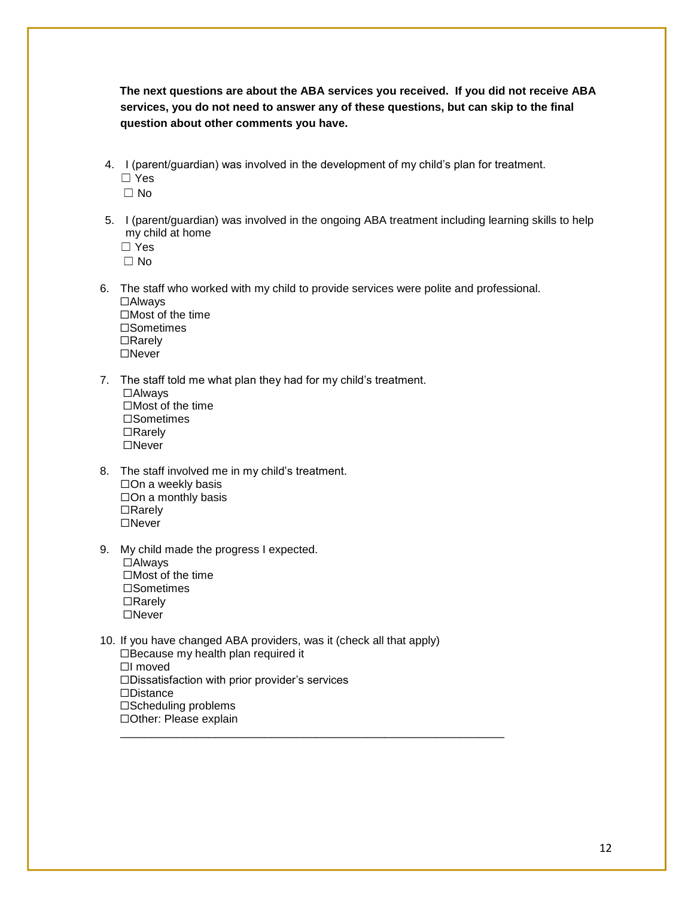**The next questions are about the ABA services you received. If you did not receive ABA services, you do not need to answer any of these questions, but can skip to the final question about other comments you have.**

4. I (parent/guardian) was involved in the development of my child's plan for treatment.
   ☐ Yes
   ☐ No

5. I (parent/guardian) was involved in the ongoing ABA treatment including learning skills to help my child at home
   ☐ Yes
   ☐ No

6. The staff who worked with my child to provide services were polite and professional.
   ☐Always
   ☐Most of the time
   ☐Sometimes
   ☐Rarely
   ☐Never

7. The staff told me what plan they had for my child's treatment.
   ☐Always
   ☐Most of the time
   ☐Sometimes
   ☐Rarely
   ☐Never

8. The staff involved me in my child's treatment.
   ☐On a weekly basis
   ☐On a monthly basis
   ☐Rarely
   ☐Never

9. My child made the progress I expected.
   ☐Always
   ☐Most of the time
   ☐Sometimes
   ☐Rarely
   ☐Never

10. If you have changed ABA providers, was it (check all that apply)
    ☐Because my health plan required it
    ☐I moved
    ☐Dissatisfaction with prior provider's services
    ☐Distance
    ☐Scheduling problems
    ☐Other: Please explain
    _______________________________________________________________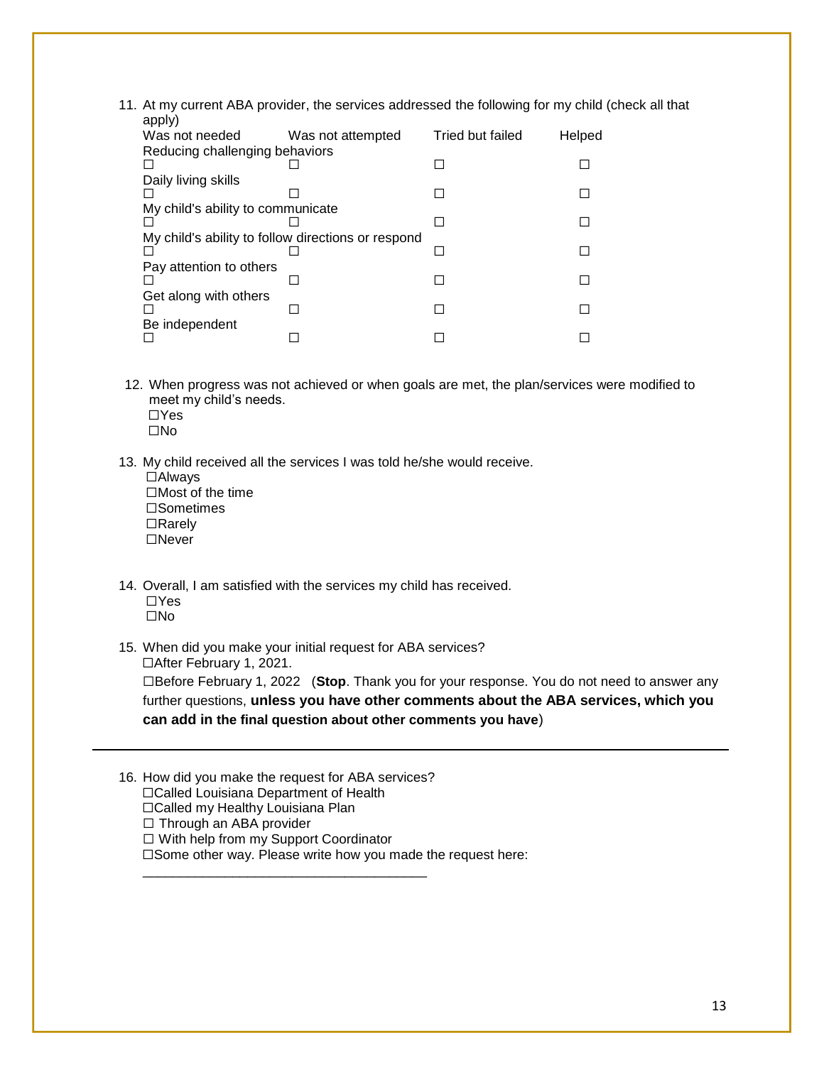11. At my current ABA provider, the services addressed the following for my child (check all that apply)

| | Was not needed | Was not attempted | Tried but failed | Helped |
|---|---|---|---|---|
| Reducing challenging behaviors | ☐ | ☐ | ☐ | ☐ |
| Daily living skills | ☐ | ☐ | ☐ | ☐ |
| My child's ability to communicate | ☐ | ☐ | ☐ | ☐ |
| My child's ability to follow directions or respond | ☐ | ☐ | ☐ | ☐ |
| Pay attention to others | ☐ | ☐ | ☐ | ☐ |
| Get along with others | ☐ | ☐ | ☐ | ☐ |
| Be independent | ☐ | ☐ | ☐ | ☐ |

12. When progress was not achieved or when goals are met, the plan/services were modified to meet my child's needs.
   ☐Yes
   ☐No

13. My child received all the services I was told he/she would receive.
   ☐Always
   ☐Most of the time
   ☐Sometimes
   ☐Rarely
   ☐Never

14. Overall, I am satisfied with the services my child has received.
   ☐Yes
   ☐No

15. When did you make your initial request for ABA services?
   ☐After February 1, 2021.
   ☐Before February 1, 2022 (**Stop**. Thank you for your response. You do not need to answer any further questions, **unless you have other comments about the ABA services, which you can add in the final question about other comments you have**)

---

16. How did you make the request for ABA services?
   ☐Called Louisiana Department of Health
   ☐Called my Healthy Louisiana Plan
   ☐ Through an ABA provider
   ☐ With help from my Support Coordinator
   ☐Some other way. Please write how you made the request here:
   _____________________________________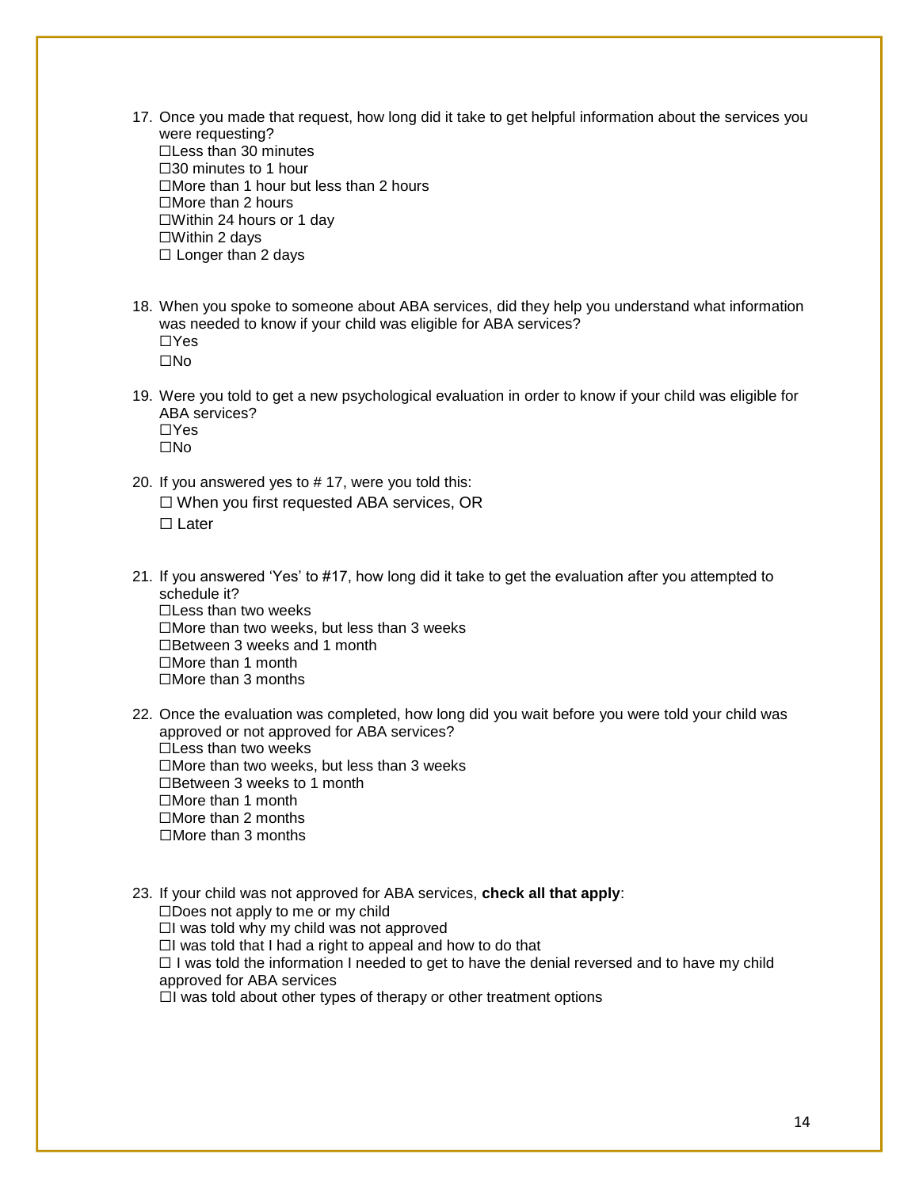17. Once you made that request, how long did it take to get helpful information about the services you were requesting?
    ☐Less than 30 minutes
    ☐30 minutes to 1 hour
    ☐More than 1 hour but less than 2 hours
    ☐More than 2 hours
    ☐Within 24 hours or 1 day
    ☐Within 2 days
    ☐ Longer than 2 days

18. When you spoke to someone about ABA services, did they help you understand what information was needed to know if your child was eligible for ABA services?
    ☐Yes
    ☐No

19. Were you told to get a new psychological evaluation in order to know if your child was eligible for ABA services?
    ☐Yes
    ☐No

20. If you answered yes to # 17, were you told this:
    ☐ When you first requested ABA services, OR
    ☐ Later

21. If you answered 'Yes' to #17, how long did it take to get the evaluation after you attempted to schedule it?
    ☐Less than two weeks
    ☐More than two weeks, but less than 3 weeks
    ☐Between 3 weeks and 1 month
    ☐More than 1 month
    ☐More than 3 months

22. Once the evaluation was completed, how long did you wait before you were told your child was approved or not approved for ABA services?
    ☐Less than two weeks
    ☐More than two weeks, but less than 3 weeks
    ☐Between 3 weeks to 1 month
    ☐More than 1 month
    ☐More than 2 months
    ☐More than 3 months

23. If your child was not approved for ABA services, **check all that apply**:
    ☐Does not apply to me or my child
    ☐I was told why my child was not approved
    ☐I was told that I had a right to appeal and how to do that
    ☐ I was told the information I needed to get to have the denial reversed and to have my child approved for ABA services
    ☐I was told about other types of therapy or other treatment options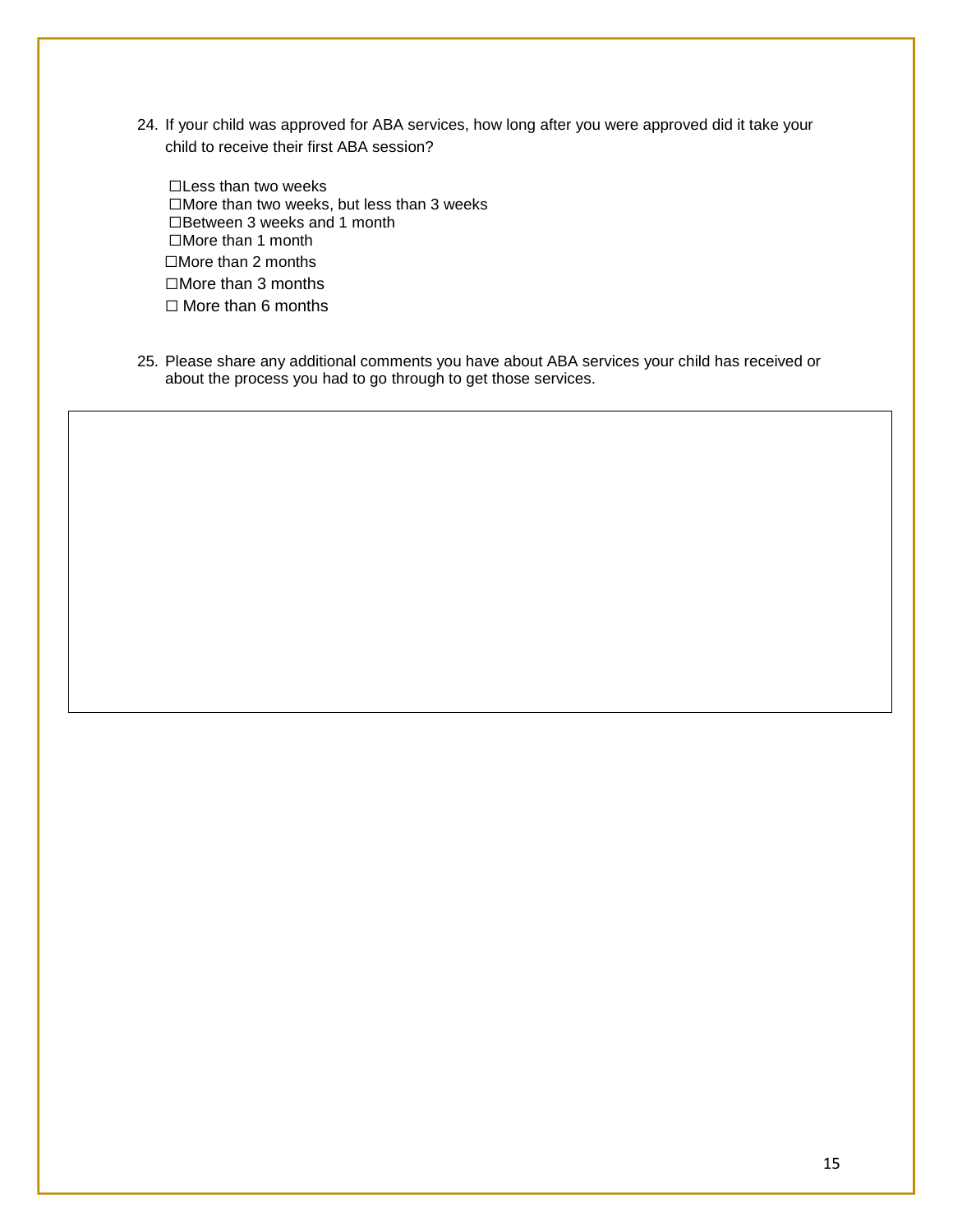24. If your child was approved for ABA services, how long after you were approved did it take your child to receive their first ABA session?

☐Less than two weeks
☐More than two weeks, but less than 3 weeks
☐Between 3 weeks and 1 month
☐More than 1 month
☐More than 2 months
☐More than 3 months
☐ More than 6 months

25. Please share any additional comments you have about ABA services your child has received or about the process you had to go through to get those services.